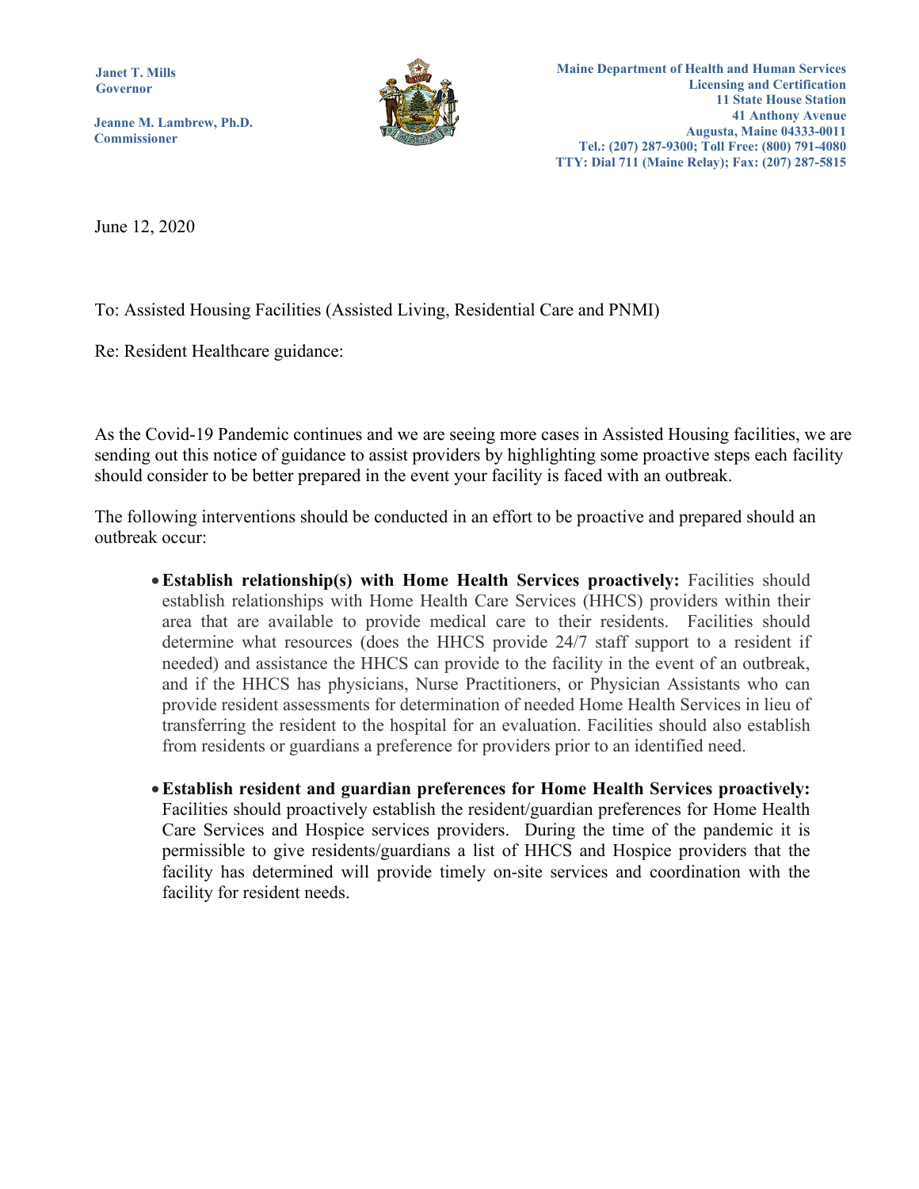Janet T. Mills
Governor

Jeanne M. Lambrew, Ph.D.
Commissioner

Maine Department of Health and Human Services
Licensing and Certification
11 State House Station
41 Anthony Avenue
Augusta, Maine 04333-0011
Tel.: (207) 287-9300; Toll Free: (800) 791-4080
TTY: Dial 711 (Maine Relay); Fax: (207) 287-5815

June 12, 2020

To: Assisted Housing Facilities (Assisted Living, Residential Care and PNMI)

Re: Resident Healthcare guidance:

As the Covid-19 Pandemic continues and we are seeing more cases in Assisted Housing facilities, we are sending out this notice of guidance to assist providers by highlighting some proactive steps each facility should consider to be better prepared in the event your facility is faced with an outbreak.

The following interventions should be conducted in an effort to be proactive and prepared should an outbreak occur:

- **Establish relationship(s) with Home Health Services proactively:** Facilities should establish relationships with Home Health Care Services (HHCS) providers within their area that are available to provide medical care to their residents. Facilities should determine what resources (does the HHCS provide 24/7 staff support to a resident if needed) and assistance the HHCS can provide to the facility in the event of an outbreak, and if the HHCS has physicians, Nurse Practitioners, or Physician Assistants who can provide resident assessments for determination of needed Home Health Services in lieu of transferring the resident to the hospital for an evaluation. Facilities should also establish from residents or guardians a preference for providers prior to an identified need.

- **Establish resident and guardian preferences for Home Health Services proactively:** Facilities should proactively establish the resident/guardian preferences for Home Health Care Services and Hospice services providers. During the time of the pandemic it is permissible to give residents/guardians a list of HHCS and Hospice providers that the facility has determined will provide timely on-site services and coordination with the facility for resident needs.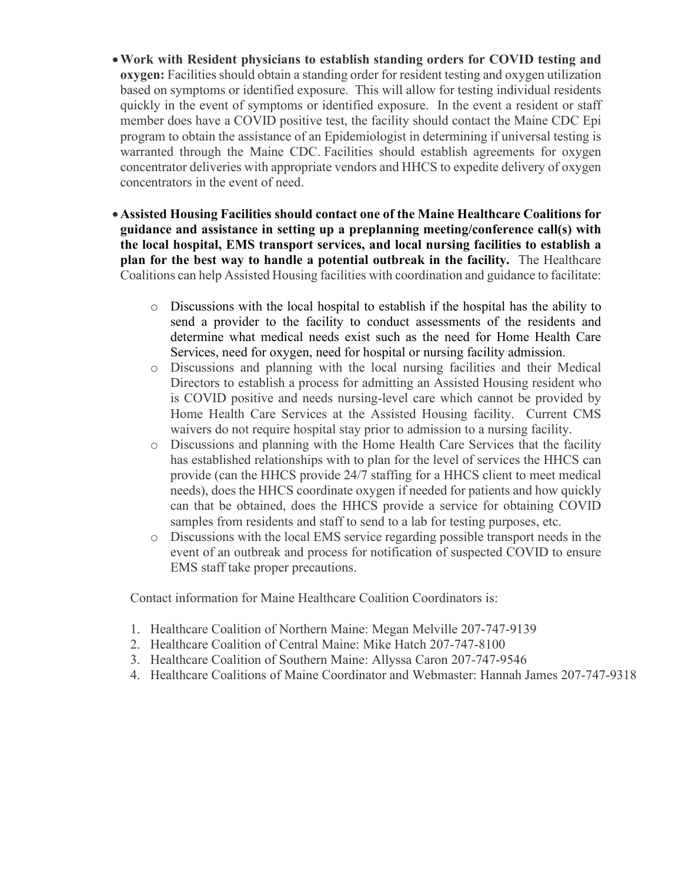- **Work with Resident physicians to establish standing orders for COVID testing and oxygen:** Facilities should obtain a standing order for resident testing and oxygen utilization based on symptoms or identified exposure. This will allow for testing individual residents quickly in the event of symptoms or identified exposure. In the event a resident or staff member does have a COVID positive test, the facility should contact the Maine CDC Epi program to obtain the assistance of an Epidemiologist in determining if universal testing is warranted through the Maine CDC. Facilities should establish agreements for oxygen concentrator deliveries with appropriate vendors and HHCS to expedite delivery of oxygen concentrators in the event of need.

- **Assisted Housing Facilities should contact one of the Maine Healthcare Coalitions for guidance and assistance in setting up a preplanning meeting/conference call(s) with the local hospital, EMS transport services, and local nursing facilities to establish a plan for the best way to handle a potential outbreak in the facility.** The Healthcare Coalitions can help Assisted Housing facilities with coordination and guidance to facilitate:

    - Discussions with the local hospital to establish if the hospital has the ability to send a provider to the facility to conduct assessments of the residents and determine what medical needs exist such as the need for Home Health Care Services, need for oxygen, need for hospital or nursing facility admission.
    - Discussions and planning with the local nursing facilities and their Medical Directors to establish a process for admitting an Assisted Housing resident who is COVID positive and needs nursing-level care which cannot be provided by Home Health Care Services at the Assisted Housing facility. Current CMS waivers do not require hospital stay prior to admission to a nursing facility.
    - Discussions and planning with the Home Health Care Services that the facility has established relationships with to plan for the level of services the HHCS can provide (can the HHCS provide 24/7 staffing for a HHCS client to meet medical needs), does the HHCS coordinate oxygen if needed for patients and how quickly can that be obtained, does the HHCS provide a service for obtaining COVID samples from residents and staff to send to a lab for testing purposes, etc.
    - Discussions with the local EMS service regarding possible transport needs in the event of an outbreak and process for notification of suspected COVID to ensure EMS staff take proper precautions.

  Contact information for Maine Healthcare Coalition Coordinators is:

  1. Healthcare Coalition of Northern Maine: Megan Melville 207-747-9139
  2. Healthcare Coalition of Central Maine: Mike Hatch 207-747-8100
  3. Healthcare Coalition of Southern Maine: Allyssa Caron 207-747-9546
  4. Healthcare Coalitions of Maine Coordinator and Webmaster: Hannah James 207-747-9318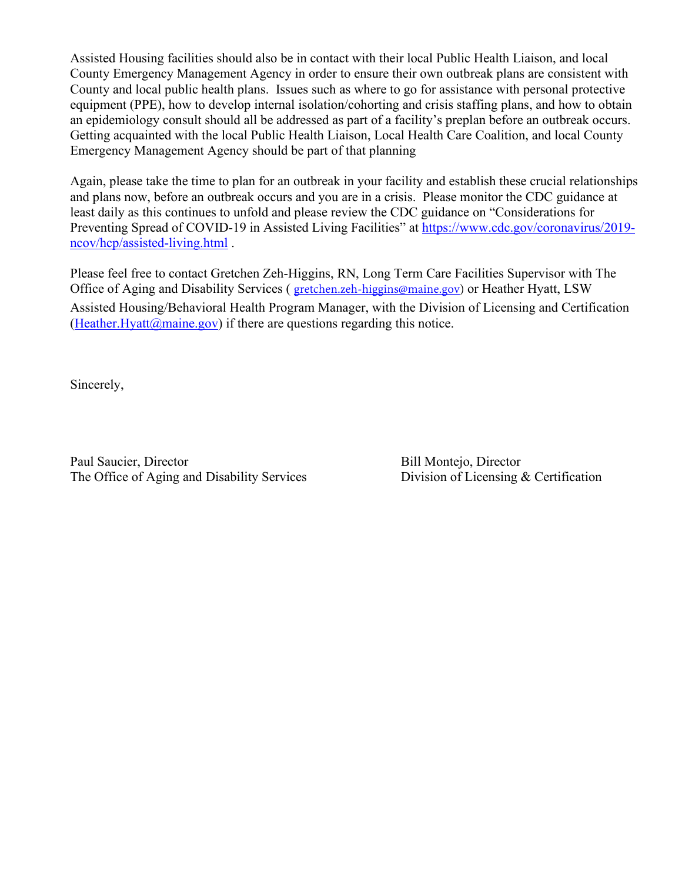Assisted Housing facilities should also be in contact with their local Public Health Liaison, and local County Emergency Management Agency in order to ensure their own outbreak plans are consistent with County and local public health plans. Issues such as where to go for assistance with personal protective equipment (PPE), how to develop internal isolation/cohorting and crisis staffing plans, and how to obtain an epidemiology consult should all be addressed as part of a facility's preplan before an outbreak occurs. Getting acquainted with the local Public Health Liaison, Local Health Care Coalition, and local County Emergency Management Agency should be part of that planning

Again, please take the time to plan for an outbreak in your facility and establish these crucial relationships and plans now, before an outbreak occurs and you are in a crisis. Please monitor the CDC guidance at least daily as this continues to unfold and please review the CDC guidance on "Considerations for Preventing Spread of COVID-19 in Assisted Living Facilities" at [https://www.cdc.gov/coronavirus/2019-ncov/hcp/assisted-living.html](https://www.cdc.gov/coronavirus/2019-ncov/hcp/assisted-living.html) .

Please feel free to contact Gretchen Zeh-Higgins, RN, Long Term Care Facilities Supervisor with The Office of Aging and Disability Services ( gretchen.zeh-higgins@maine.gov) or Heather Hyatt, LSW Assisted Housing/Behavioral Health Program Manager, with the Division of Licensing and Certification (Heather.Hyatt@maine.gov) if there are questions regarding this notice.

Sincerely,

Paul Saucier, Director
The Office of Aging and Disability Services

Bill Montejo, Director
Division of Licensing & Certification